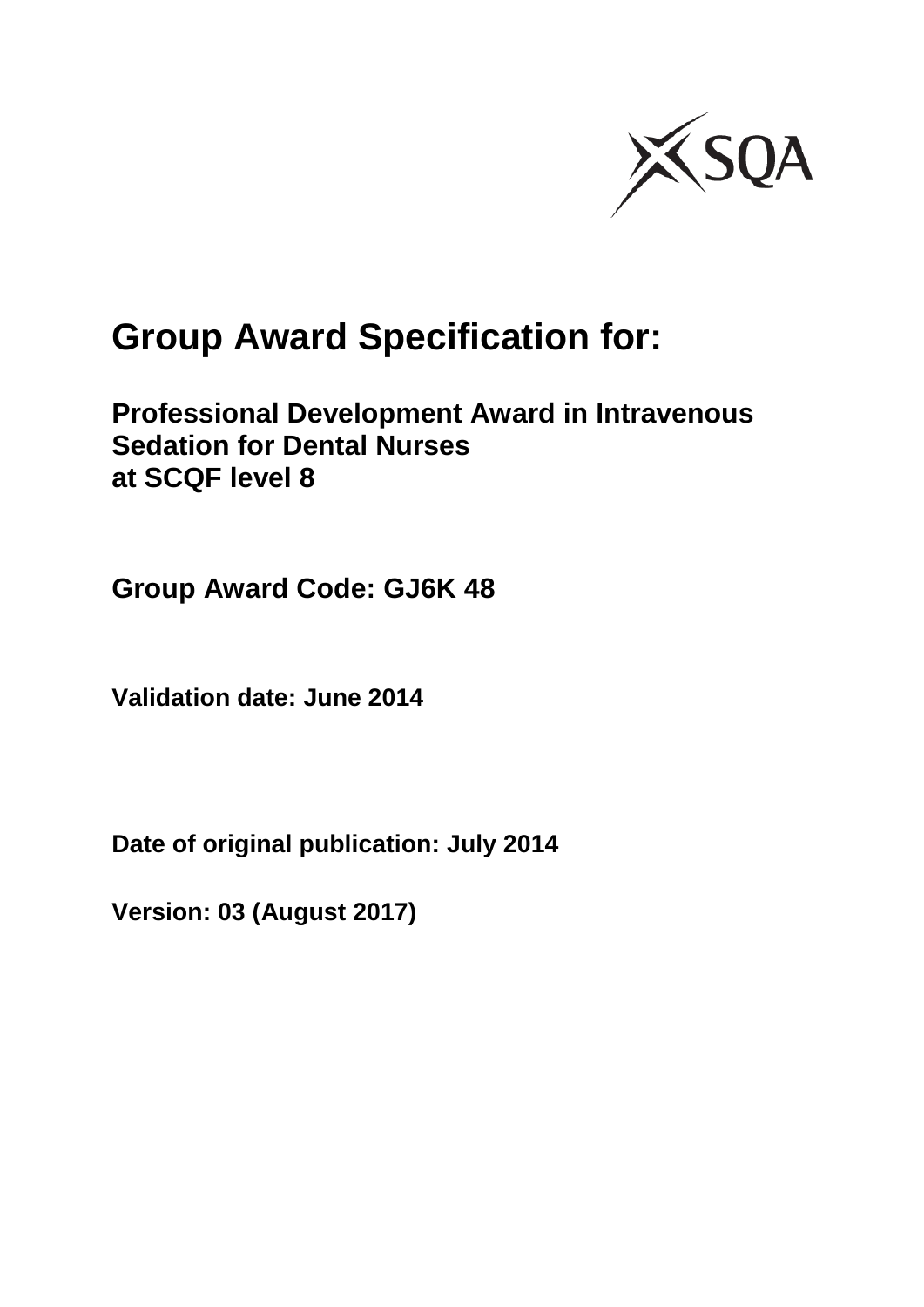# Group Award Specification for:

## Professional Development Award in Intravenous Sedation for Dental Nurses at SCQF level 8

**Group Award Code: GJ6K 48**

**Validation date: June 2014**

**Date of original publication: July 2014**

**Version: 03 (August 2017)**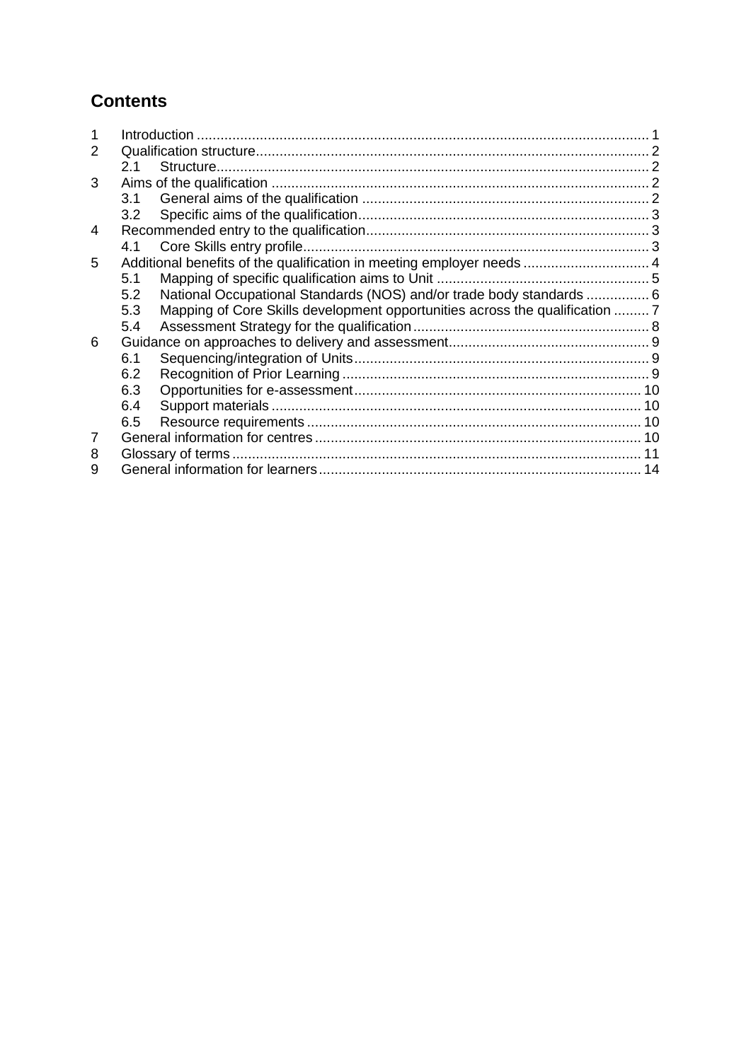## Contents

| | | |
|---|---|---|
| 1 | Introduction | 1 |
| 2 | Qualification structure | 2 |
| 2.1 | Structure | 2 |
| 3 | Aims of the qualification | 2 |
| 3.1 | General aims of the qualification | 2 |
| 3.2 | Specific aims of the qualification | 3 |
| 4 | Recommended entry to the qualification | 3 |
| 4.1 | Core Skills entry profile | 3 |
| 5 | Additional benefits of the qualification in meeting employer needs | 4 |
| 5.1 | Mapping of specific qualification aims to Unit | 5 |
| 5.2 | National Occupational Standards (NOS) and/or trade body standards | 6 |
| 5.3 | Mapping of Core Skills development opportunities across the qualification | 7 |
| 5.4 | Assessment Strategy for the qualification | 8 |
| 6 | Guidance on approaches to delivery and assessment | 9 |
| 6.1 | Sequencing/integration of Units | 9 |
| 6.2 | Recognition of Prior Learning | 9 |
| 6.3 | Opportunities for e-assessment | 10 |
| 6.4 | Support materials | 10 |
| 6.5 | Resource requirements | 10 |
| 7 | General information for centres | 10 |
| 8 | Glossary of terms | 11 |
| 9 | General information for learners | 14 |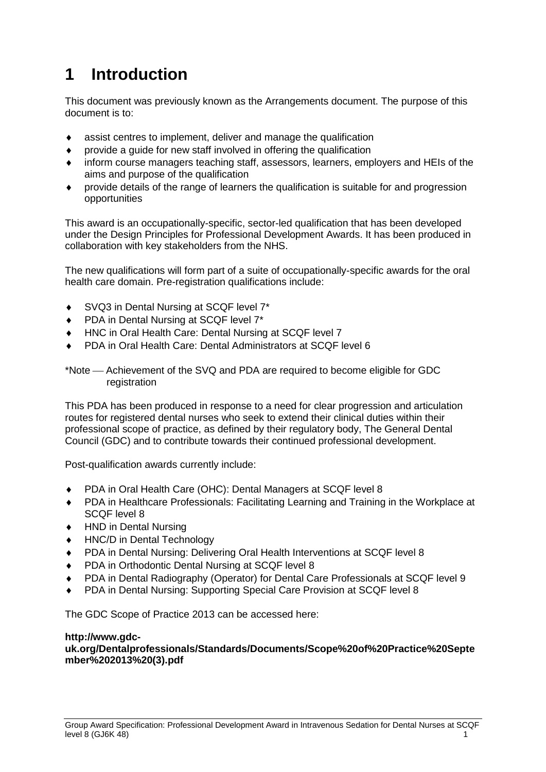# 1 Introduction

This document was previously known as the Arrangements document. The purpose of this document is to:

- assist centres to implement, deliver and manage the qualification
- provide a guide for new staff involved in offering the qualification
- inform course managers teaching staff, assessors, learners, employers and HEIs of the aims and purpose of the qualification
- provide details of the range of learners the qualification is suitable for and progression opportunities

This award is an occupationally-specific, sector-led qualification that has been developed under the Design Principles for Professional Development Awards. It has been produced in collaboration with key stakeholders from the NHS.

The new qualifications will form part of a suite of occupationally-specific awards for the oral health care domain. Pre-registration qualifications include:

- SVQ3 in Dental Nursing at SCQF level 7*
- PDA in Dental Nursing at SCQF level 7*
- HNC in Oral Health Care: Dental Nursing at SCQF level 7
- PDA in Oral Health Care: Dental Administrators at SCQF level 6

*Note — Achievement of the SVQ and PDA are required to become eligible for GDC registration

This PDA has been produced in response to a need for clear progression and articulation routes for registered dental nurses who seek to extend their clinical duties within their professional scope of practice, as defined by their regulatory body, The General Dental Council (GDC) and to contribute towards their continued professional development.

Post-qualification awards currently include:

- PDA in Oral Health Care (OHC): Dental Managers at SCQF level 8
- PDA in Healthcare Professionals: Facilitating Learning and Training in the Workplace at SCQF level 8
- HND in Dental Nursing
- HNC/D in Dental Technology
- PDA in Dental Nursing: Delivering Oral Health Interventions at SCQF level 8
- PDA in Orthodontic Dental Nursing at SCQF level 8
- PDA in Dental Radiography (Operator) for Dental Care Professionals at SCQF level 9
- PDA in Dental Nursing: Supporting Special Care Provision at SCQF level 8

The GDC Scope of Practice 2013 can be accessed here:

**http://www.gdc-uk.org/Dentalprofessionals/Standards/Documents/Scope%20of%20Practice%20September%202013%20(3).pdf**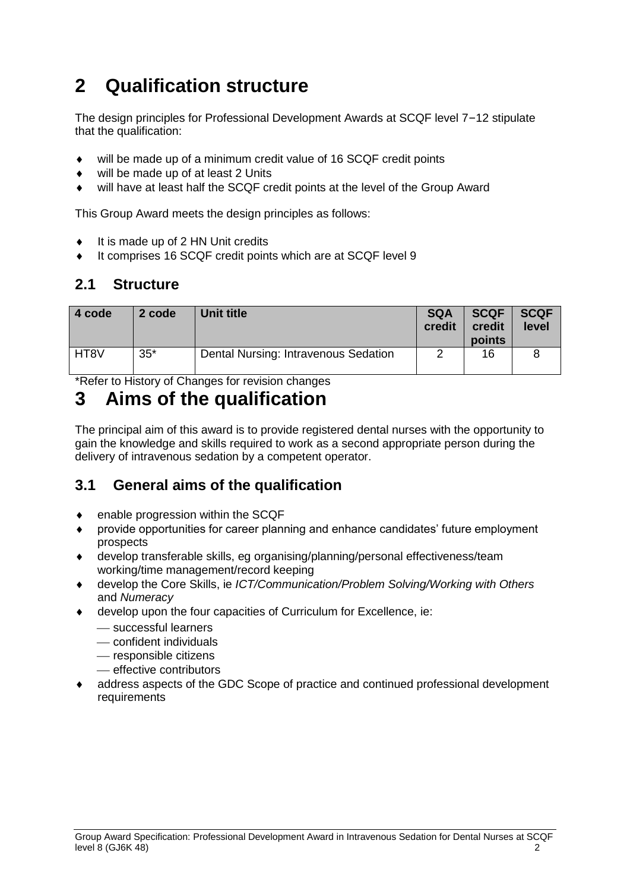# 2 Qualification structure

The design principles for Professional Development Awards at SCQF level 7−12 stipulate that the qualification:

- will be made up of a minimum credit value of 16 SCQF credit points
- will be made up of at least 2 Units
- will have at least half the SCQF credit points at the level of the Group Award

This Group Award meets the design principles as follows:

- It is made up of 2 HN Unit credits
- It comprises 16 SCQF credit points which are at SCQF level 9

## 2.1 Structure

| 4 code | 2 code | Unit title | SQA credit | SCQF credit points | SCQF level |
|---|---|---|---|---|---|
| HT8V | 35* | Dental Nursing: Intravenous Sedation | 2 | 16 | 8 |

*Refer to History of Changes for revision changes

# 3 Aims of the qualification

The principal aim of this award is to provide registered dental nurses with the opportunity to gain the knowledge and skills required to work as a second appropriate person during the delivery of intravenous sedation by a competent operator.

## 3.1 General aims of the qualification

- enable progression within the SCQF
- provide opportunities for career planning and enhance candidates' future employment prospects
- develop transferable skills, eg organising/planning/personal effectiveness/team working/time management/record keeping
- develop the Core Skills, ie *ICT/Communication/Problem Solving/Working with Others* and *Numeracy*
- develop upon the four capacities of Curriculum for Excellence, ie:
  - successful learners
  - confident individuals
  - responsible citizens
  - effective contributors
- address aspects of the GDC Scope of practice and continued professional development requirements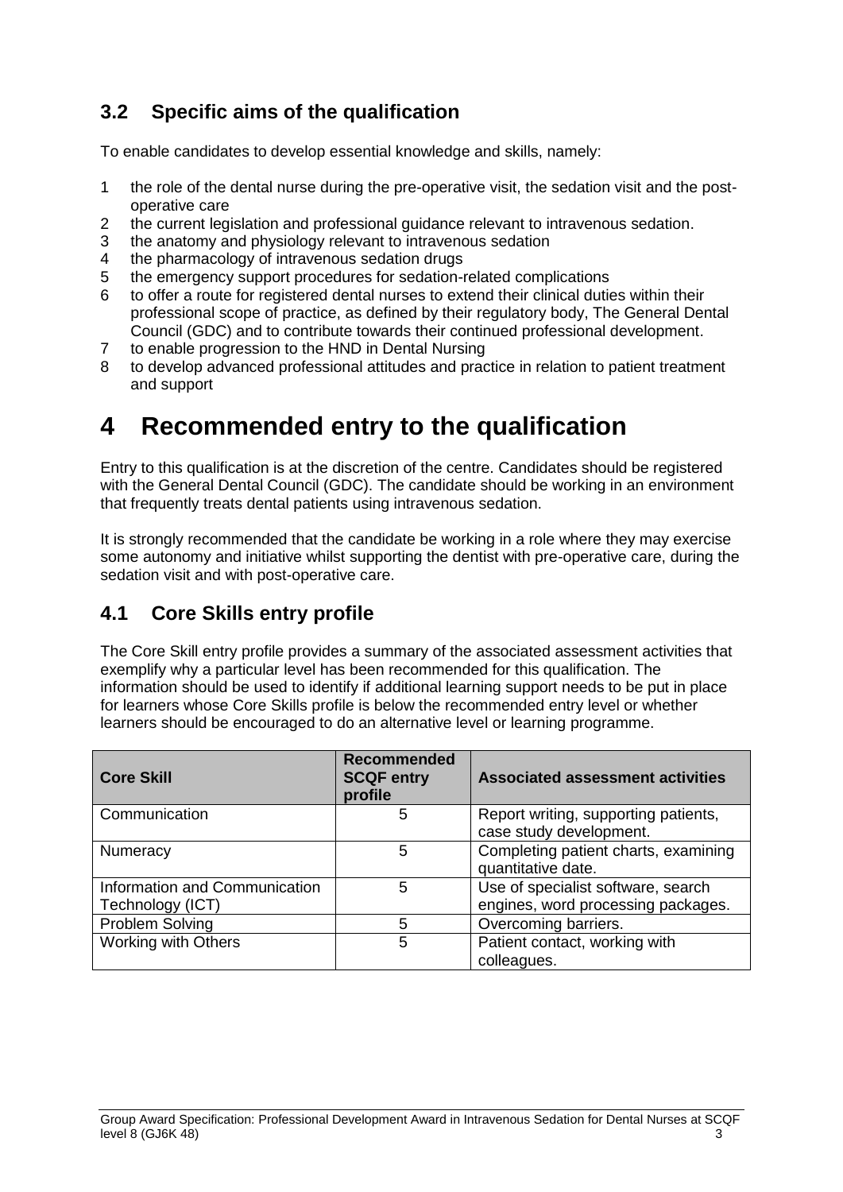## 3.2 Specific aims of the qualification

To enable candidates to develop essential knowledge and skills, namely:

1. the role of the dental nurse during the pre-operative visit, the sedation visit and the post-operative care
2. the current legislation and professional guidance relevant to intravenous sedation.
3. the anatomy and physiology relevant to intravenous sedation
4. the pharmacology of intravenous sedation drugs
5. the emergency support procedures for sedation-related complications
6. to offer a route for registered dental nurses to extend their clinical duties within their professional scope of practice, as defined by their regulatory body, The General Dental Council (GDC) and to contribute towards their continued professional development.
7. to enable progression to the HND in Dental Nursing
8. to develop advanced professional attitudes and practice in relation to patient treatment and support

# 4 Recommended entry to the qualification

Entry to this qualification is at the discretion of the centre. Candidates should be registered with the General Dental Council (GDC). The candidate should be working in an environment that frequently treats dental patients using intravenous sedation.

It is strongly recommended that the candidate be working in a role where they may exercise some autonomy and initiative whilst supporting the dentist with pre-operative care, during the sedation visit and with post-operative care.

## 4.1 Core Skills entry profile

The Core Skill entry profile provides a summary of the associated assessment activities that exemplify why a particular level has been recommended for this qualification. The information should be used to identify if additional learning support needs to be put in place for learners whose Core Skills profile is below the recommended entry level or whether learners should be encouraged to do an alternative level or learning programme.

| Core Skill | Recommended SCQF entry profile | Associated assessment activities |
|---|---|---|
| Communication | 5 | Report writing, supporting patients, case study development. |
| Numeracy | 5 | Completing patient charts, examining quantitative date. |
| Information and Communication Technology (ICT) | 5 | Use of specialist software, search engines, word processing packages. |
| Problem Solving | 5 | Overcoming barriers. |
| Working with Others | 5 | Patient contact, working with colleagues. |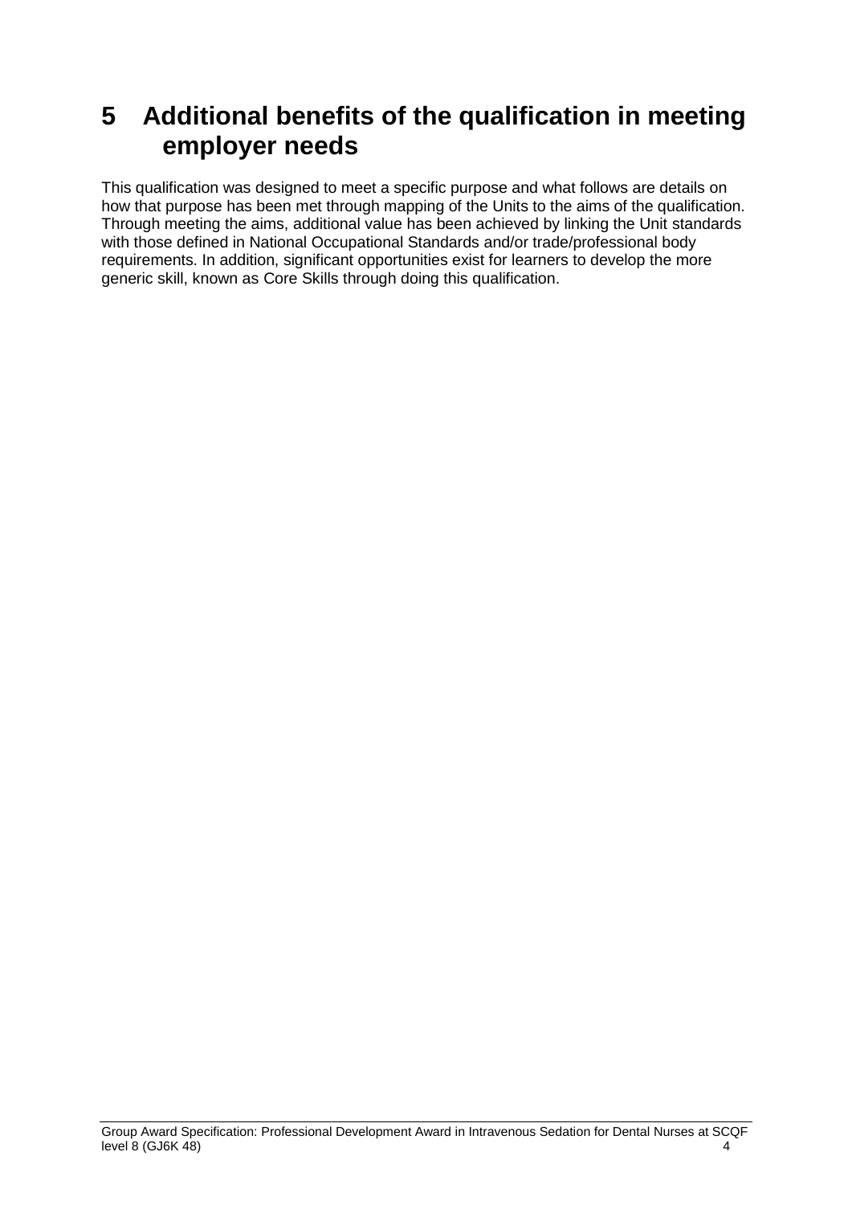# 5 Additional benefits of the qualification in meeting employer needs

This qualification was designed to meet a specific purpose and what follows are details on how that purpose has been met through mapping of the Units to the aims of the qualification. Through meeting the aims, additional value has been achieved by linking the Unit standards with those defined in National Occupational Standards and/or trade/professional body requirements. In addition, significant opportunities exist for learners to develop the more generic skill, known as Core Skills through doing this qualification.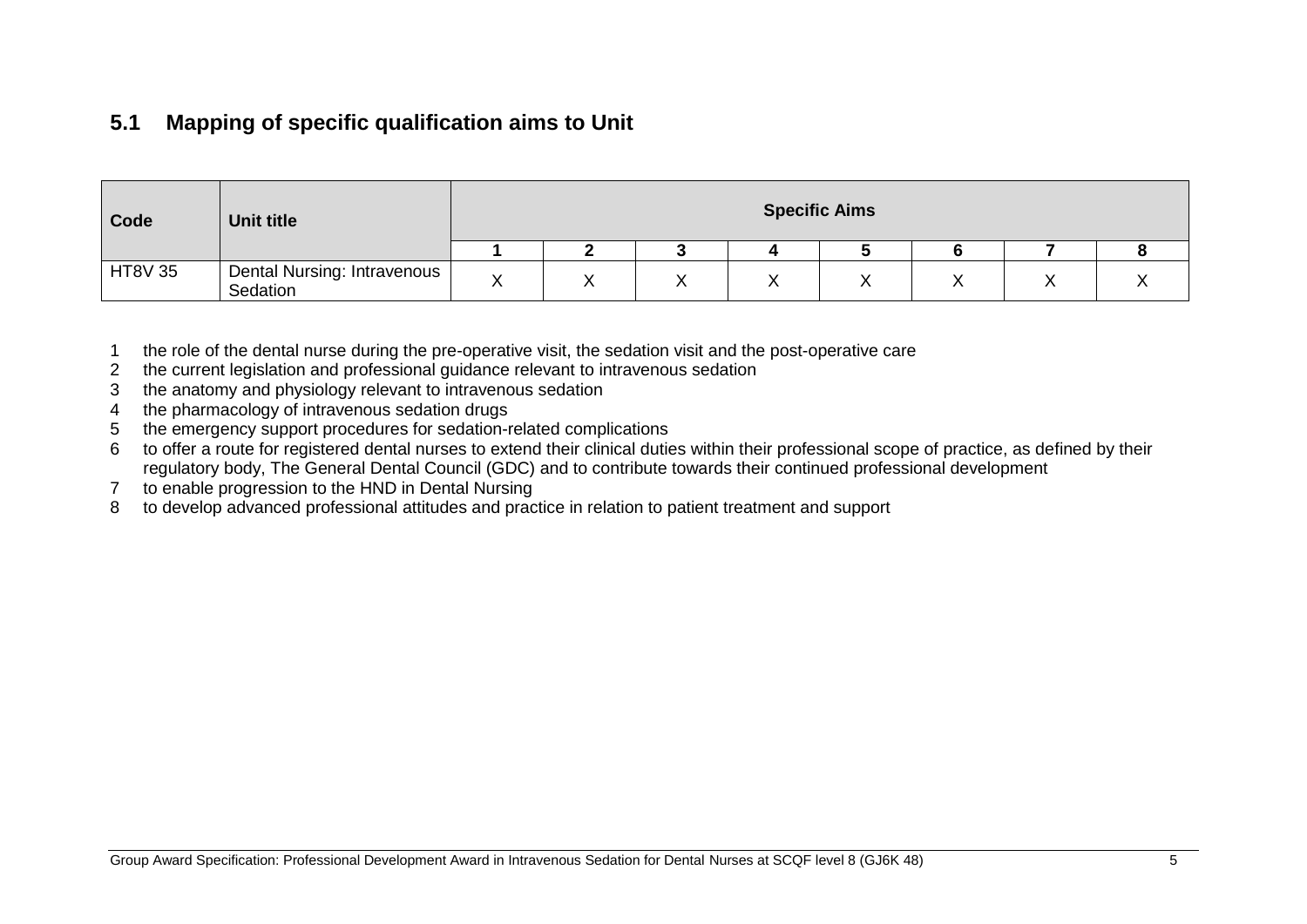## 5.1 Mapping of specific qualification aims to Unit

| Code | Unit title | Specific Aims | | | | | | | |
|---|---|---|---|---|---|---|---|---|---|
| | | 1 | 2 | 3 | 4 | 5 | 6 | 7 | 8 |
| HT8V 35 | Dental Nursing: Intravenous Sedation | X | X | X | X | X | X | X | X |

1. the role of the dental nurse during the pre-operative visit, the sedation visit and the post-operative care
2. the current legislation and professional guidance relevant to intravenous sedation
3. the anatomy and physiology relevant to intravenous sedation
4. the pharmacology of intravenous sedation drugs
5. the emergency support procedures for sedation-related complications
6. to offer a route for registered dental nurses to extend their clinical duties within their professional scope of practice, as defined by their regulatory body, The General Dental Council (GDC) and to contribute towards their continued professional development
7. to enable progression to the HND in Dental Nursing
8. to develop advanced professional attitudes and practice in relation to patient treatment and support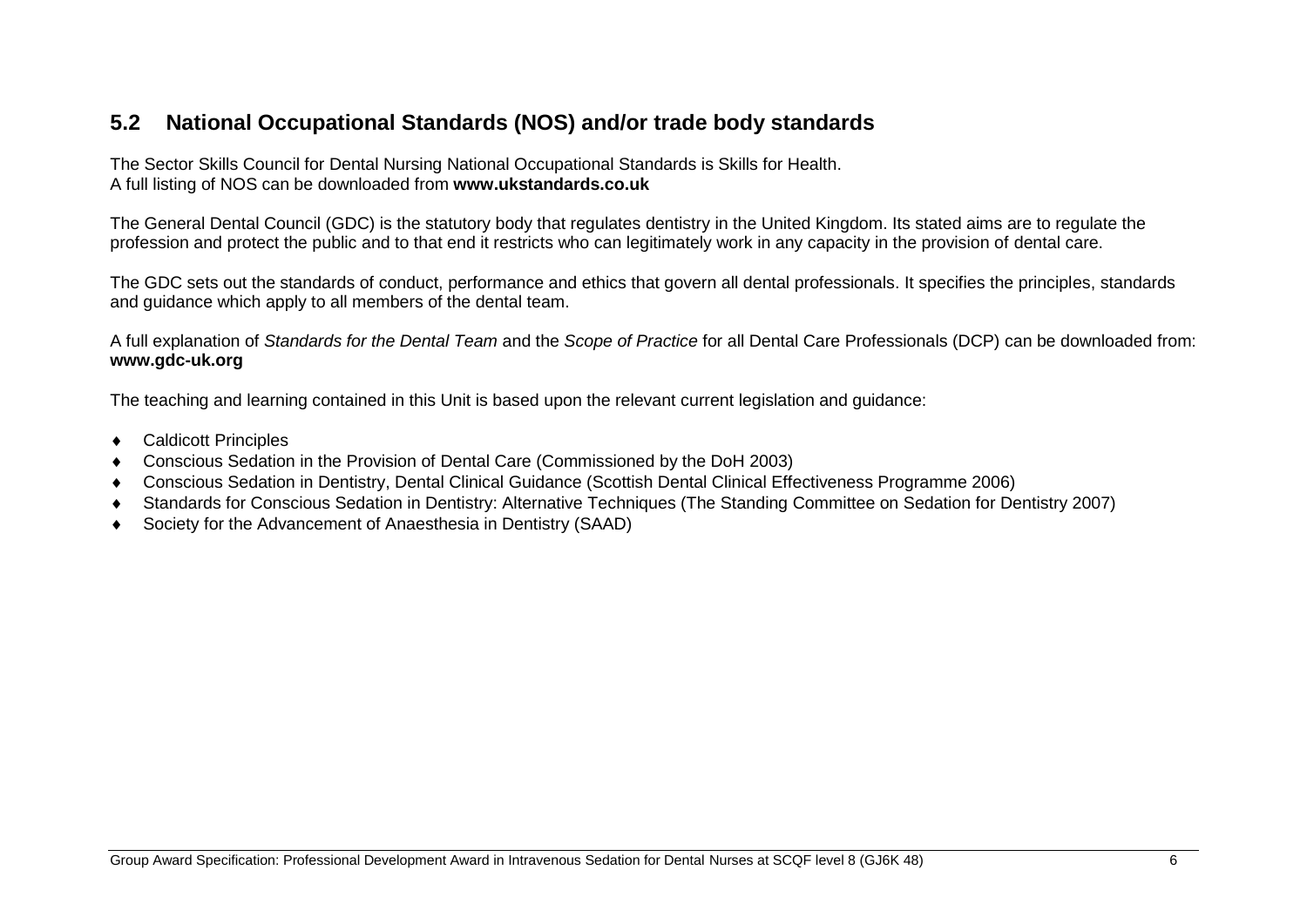## 5.2 National Occupational Standards (NOS) and/or trade body standards

The Sector Skills Council for Dental Nursing National Occupational Standards is Skills for Health.
A full listing of NOS can be downloaded from **www.ukstandards.co.uk**

The General Dental Council (GDC) is the statutory body that regulates dentistry in the United Kingdom. Its stated aims are to regulate the profession and protect the public and to that end it restricts who can legitimately work in any capacity in the provision of dental care.

The GDC sets out the standards of conduct, performance and ethics that govern all dental professionals. It specifies the principles, standards and guidance which apply to all members of the dental team.

A full explanation of *Standards for the Dental Team* and the *Scope of Practice* for all Dental Care Professionals (DCP) can be downloaded from: **www.gdc-uk.org**

The teaching and learning contained in this Unit is based upon the relevant current legislation and guidance:

- Caldicott Principles
- Conscious Sedation in the Provision of Dental Care (Commissioned by the DoH 2003)
- Conscious Sedation in Dentistry, Dental Clinical Guidance (Scottish Dental Clinical Effectiveness Programme 2006)
- Standards for Conscious Sedation in Dentistry: Alternative Techniques (The Standing Committee on Sedation for Dentistry 2007)
- Society for the Advancement of Anaesthesia in Dentistry (SAAD)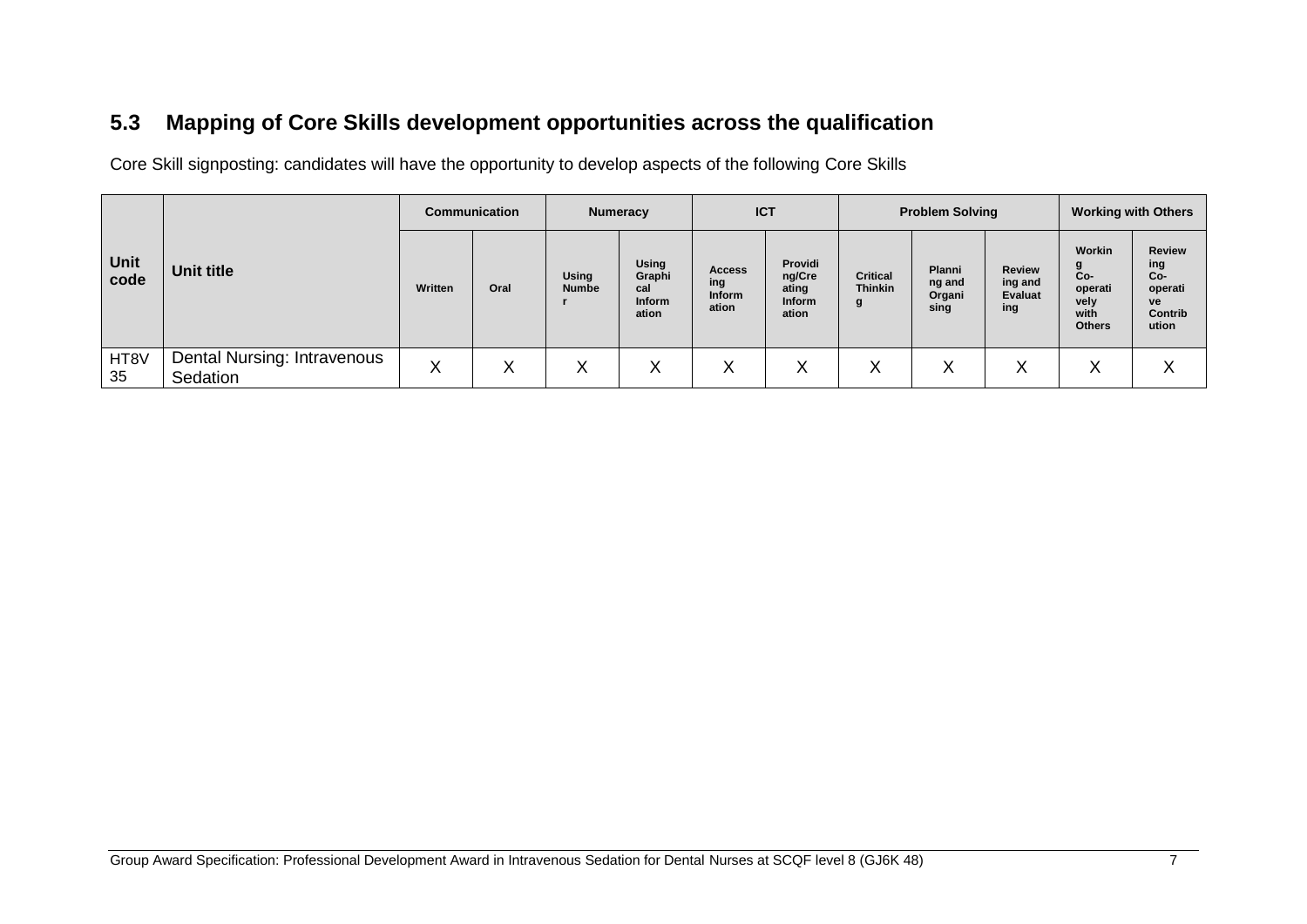## 5.3 Mapping of Core Skills development opportunities across the qualification

Core Skill signposting: candidates will have the opportunity to develop aspects of the following Core Skills

| Unit code | Unit title | Communication | | Numeracy | | ICT | | Problem Solving | | | Working with Others | |
|---|---|---|---|---|---|---|---|---|---|---|---|---|
| | | Written | Oral | Using Number | Using Graphical Information | Accessing Information | Providing/Creating Information | Critical Thinking | Planning and Organising | Reviewing and Evaluating | Working Co-operatively with Others | Reviewing Co-operative Contribution |
| HT8V 35 | Dental Nursing: Intravenous Sedation | X | X | X | X | X | X | X | X | X | X | X |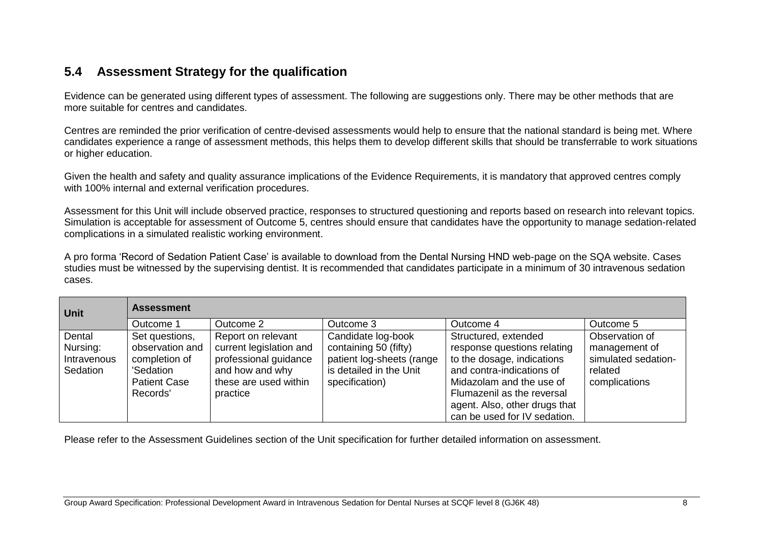## 5.4 Assessment Strategy for the qualification

Evidence can be generated using different types of assessment. The following are suggestions only. There may be other methods that are more suitable for centres and candidates.

Centres are reminded the prior verification of centre-devised assessments would help to ensure that the national standard is being met. Where candidates experience a range of assessment methods, this helps them to develop different skills that should be transferrable to work situations or higher education.

Given the health and safety and quality assurance implications of the Evidence Requirements, it is mandatory that approved centres comply with 100% internal and external verification procedures.

Assessment for this Unit will include observed practice, responses to structured questioning and reports based on research into relevant topics. Simulation is acceptable for assessment of Outcome 5, centres should ensure that candidates have the opportunity to manage sedation-related complications in a simulated realistic working environment.

A pro forma 'Record of Sedation Patient Case' is available to download from the Dental Nursing HND web-page on the SQA website. Cases studies must be witnessed by the supervising dentist. It is recommended that candidates participate in a minimum of 30 intravenous sedation cases.

| Unit | Assessment | | | | |
|---|---|---|---|---|---|
| | Outcome 1 | Outcome 2 | Outcome 3 | Outcome 4 | Outcome 5 |
| Dental Nursing: Intravenous Sedation | Set questions, observation and completion of 'Sedation Patient Case Records' | Report on relevant current legislation and professional guidance and how and why these are used within practice | Candidate log-book containing 50 (fifty) patient log-sheets (range is detailed in the Unit specification) | Structured, extended response questions relating to the dosage, indications and contra-indications of Midazolam and the use of Flumazenil as the reversal agent. Also, other drugs that can be used for IV sedation. | Observation of management of simulated sedation-related complications |

Please refer to the Assessment Guidelines section of the Unit specification for further detailed information on assessment.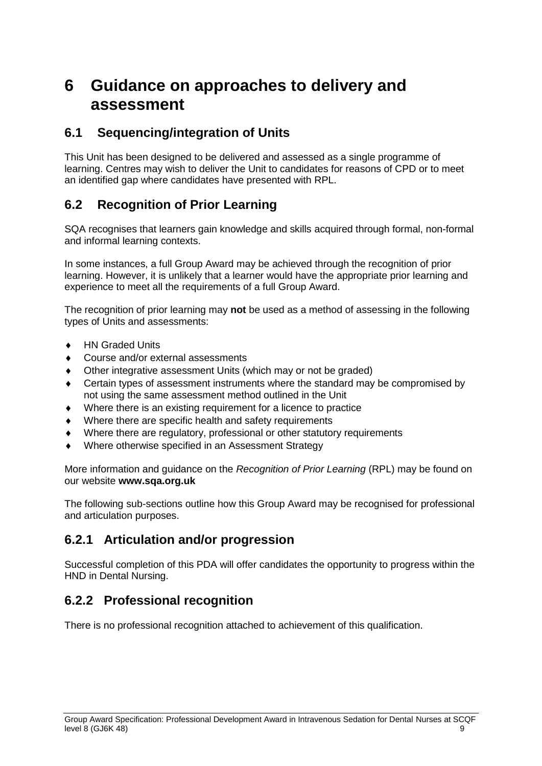# 6 Guidance on approaches to delivery and assessment

## 6.1 Sequencing/integration of Units

This Unit has been designed to be delivered and assessed as a single programme of learning. Centres may wish to deliver the Unit to candidates for reasons of CPD or to meet an identified gap where candidates have presented with RPL.

## 6.2 Recognition of Prior Learning

SQA recognises that learners gain knowledge and skills acquired through formal, non-formal and informal learning contexts.

In some instances, a full Group Award may be achieved through the recognition of prior learning. However, it is unlikely that a learner would have the appropriate prior learning and experience to meet all the requirements of a full Group Award.

The recognition of prior learning may **not** be used as a method of assessing in the following types of Units and assessments:

- HN Graded Units
- Course and/or external assessments
- Other integrative assessment Units (which may or not be graded)
- Certain types of assessment instruments where the standard may be compromised by not using the same assessment method outlined in the Unit
- Where there is an existing requirement for a licence to practice
- Where there are specific health and safety requirements
- Where there are regulatory, professional or other statutory requirements
- Where otherwise specified in an Assessment Strategy

More information and guidance on the *Recognition of Prior Learning* (RPL) may be found on our website **www.sqa.org.uk**

The following sub-sections outline how this Group Award may be recognised for professional and articulation purposes.

### 6.2.1 Articulation and/or progression

Successful completion of this PDA will offer candidates the opportunity to progress within the HND in Dental Nursing.

### 6.2.2 Professional recognition

There is no professional recognition attached to achievement of this qualification.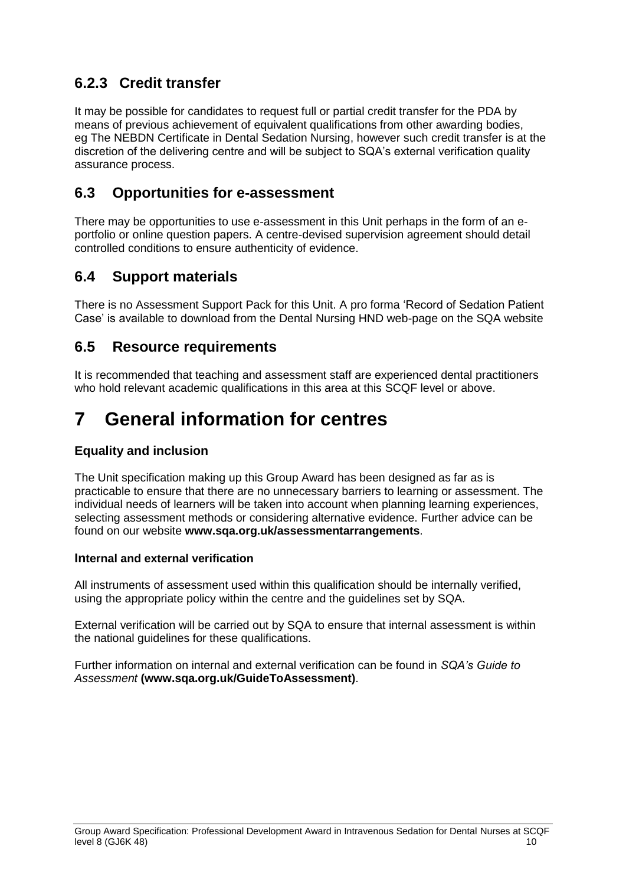### 6.2.3 Credit transfer

It may be possible for candidates to request full or partial credit transfer for the PDA by means of previous achievement of equivalent qualifications from other awarding bodies, eg The NEBDN Certificate in Dental Sedation Nursing, however such credit transfer is at the discretion of the delivering centre and will be subject to SQA's external verification quality assurance process.

## 6.3 Opportunities for e-assessment

There may be opportunities to use e-assessment in this Unit perhaps in the form of an e-portfolio or online question papers. A centre-devised supervision agreement should detail controlled conditions to ensure authenticity of evidence.

## 6.4 Support materials

There is no Assessment Support Pack for this Unit. A pro forma 'Record of Sedation Patient Case' is available to download from the Dental Nursing HND web-page on the SQA website

## 6.5 Resource requirements

It is recommended that teaching and assessment staff are experienced dental practitioners who hold relevant academic qualifications in this area at this SCQF level or above.

# 7 General information for centres

### Equality and inclusion

The Unit specification making up this Group Award has been designed as far as is practicable to ensure that there are no unnecessary barriers to learning or assessment. The individual needs of learners will be taken into account when planning learning experiences, selecting assessment methods or considering alternative evidence. Further advice can be found on our website **www.sqa.org.uk/assessmentarrangements**.

#### Internal and external verification

All instruments of assessment used within this qualification should be internally verified, using the appropriate policy within the centre and the guidelines set by SQA.

External verification will be carried out by SQA to ensure that internal assessment is within the national guidelines for these qualifications.

Further information on internal and external verification can be found in *SQA's Guide to Assessment* **(www.sqa.org.uk/GuideToAssessment)**.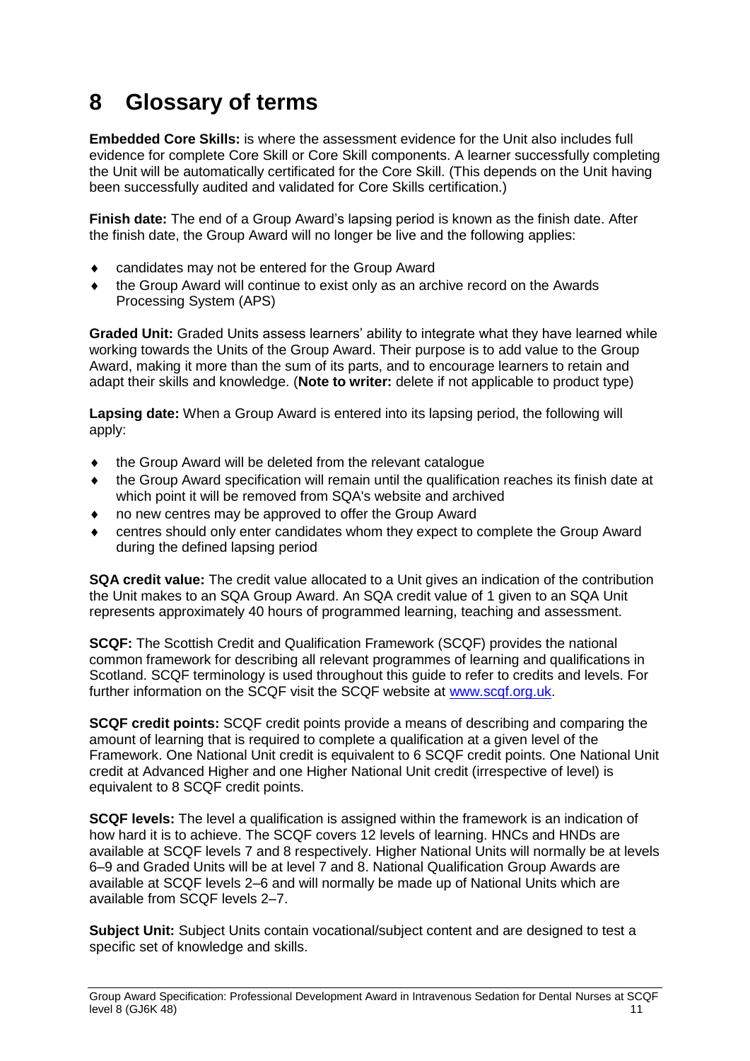# 8 Glossary of terms

**Embedded Core Skills:** is where the assessment evidence for the Unit also includes full evidence for complete Core Skill or Core Skill components. A learner successfully completing the Unit will be automatically certificated for the Core Skill. (This depends on the Unit having been successfully audited and validated for Core Skills certification.)

**Finish date:** The end of a Group Award's lapsing period is known as the finish date. After the finish date, the Group Award will no longer be live and the following applies:

- candidates may not be entered for the Group Award
- the Group Award will continue to exist only as an archive record on the Awards Processing System (APS)

**Graded Unit:** Graded Units assess learners' ability to integrate what they have learned while working towards the Units of the Group Award. Their purpose is to add value to the Group Award, making it more than the sum of its parts, and to encourage learners to retain and adapt their skills and knowledge. (**Note to writer:** delete if not applicable to product type)

**Lapsing date:** When a Group Award is entered into its lapsing period, the following will apply:

- the Group Award will be deleted from the relevant catalogue
- the Group Award specification will remain until the qualification reaches its finish date at which point it will be removed from SQA's website and archived
- no new centres may be approved to offer the Group Award
- centres should only enter candidates whom they expect to complete the Group Award during the defined lapsing period

**SQA credit value:** The credit value allocated to a Unit gives an indication of the contribution the Unit makes to an SQA Group Award. An SQA credit value of 1 given to an SQA Unit represents approximately 40 hours of programmed learning, teaching and assessment.

**SCQF:** The Scottish Credit and Qualification Framework (SCQF) provides the national common framework for describing all relevant programmes of learning and qualifications in Scotland. SCQF terminology is used throughout this guide to refer to credits and levels. For further information on the SCQF visit the SCQF website at www.scqf.org.uk.

**SCQF credit points:** SCQF credit points provide a means of describing and comparing the amount of learning that is required to complete a qualification at a given level of the Framework. One National Unit credit is equivalent to 6 SCQF credit points. One National Unit credit at Advanced Higher and one Higher National Unit credit (irrespective of level) is equivalent to 8 SCQF credit points.

**SCQF levels:** The level a qualification is assigned within the framework is an indication of how hard it is to achieve. The SCQF covers 12 levels of learning. HNCs and HNDs are available at SCQF levels 7 and 8 respectively. Higher National Units will normally be at levels 6–9 and Graded Units will be at level 7 and 8. National Qualification Group Awards are available at SCQF levels 2–6 and will normally be made up of National Units which are available from SCQF levels 2–7.

**Subject Unit:** Subject Units contain vocational/subject content and are designed to test a specific set of knowledge and skills.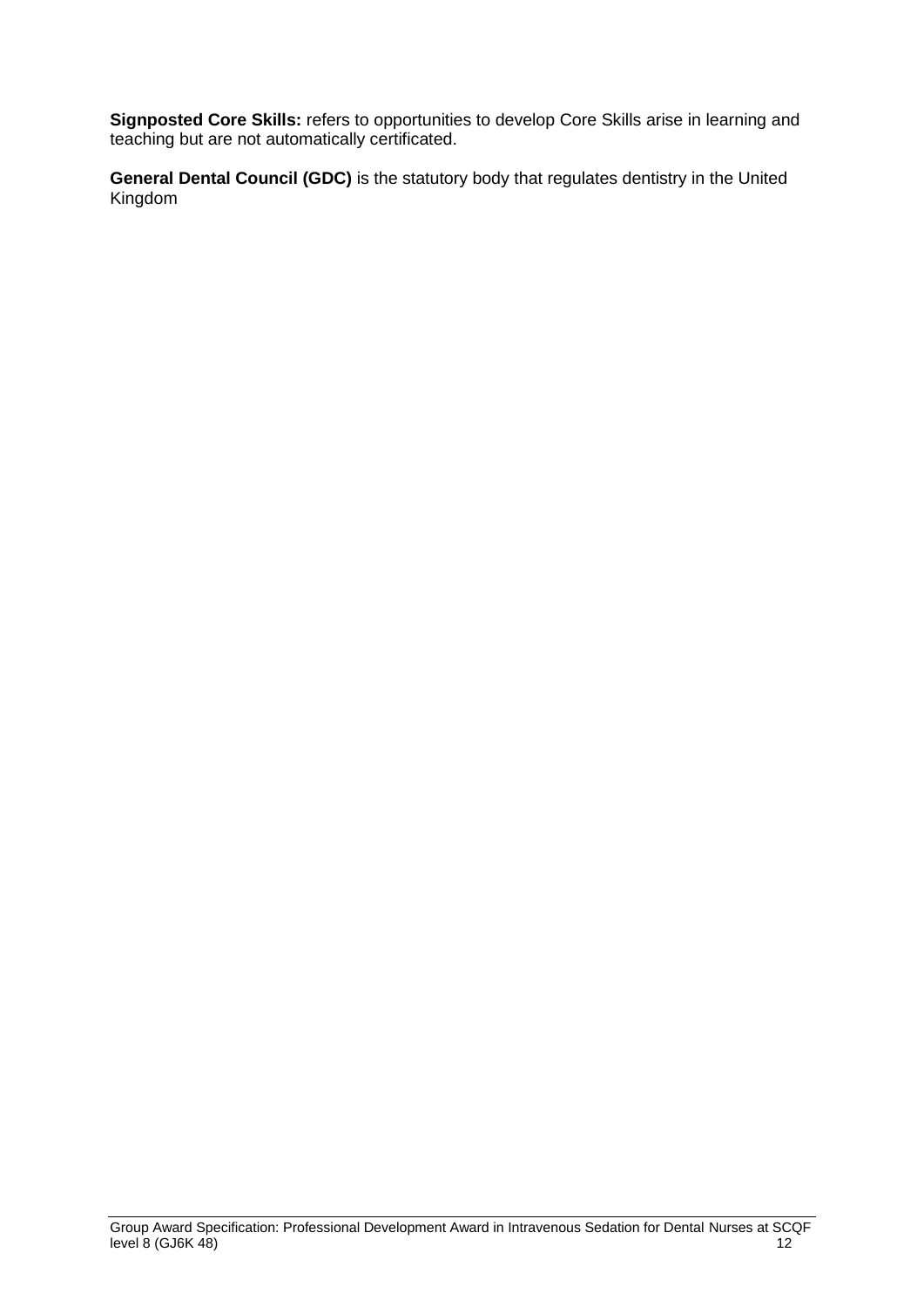**Signposted Core Skills:** refers to opportunities to develop Core Skills arise in learning and teaching but are not automatically certificated.

**General Dental Council (GDC)** is the statutory body that regulates dentistry in the United Kingdom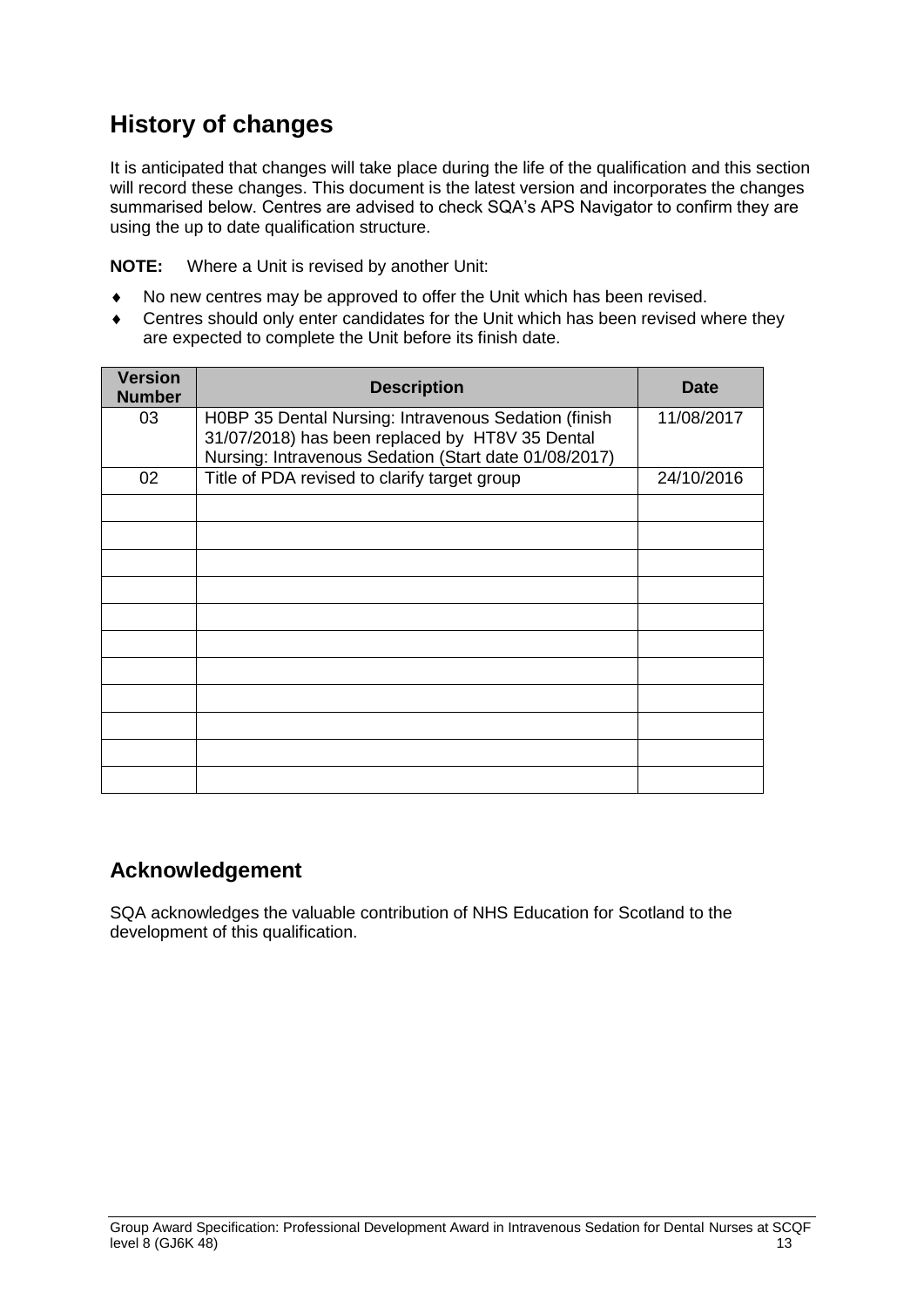## History of changes

It is anticipated that changes will take place during the life of the qualification and this section will record these changes. This document is the latest version and incorporates the changes summarised below. Centres are advised to check SQA's APS Navigator to confirm they are using the up to date qualification structure.

**NOTE:** Where a Unit is revised by another Unit:

- No new centres may be approved to offer the Unit which has been revised.
- Centres should only enter candidates for the Unit which has been revised where they are expected to complete the Unit before its finish date.

| Version Number | Description | Date |
|---|---|---|
| 03 | H0BP 35 Dental Nursing: Intravenous Sedation (finish 31/07/2018) has been replaced by HT8V 35 Dental Nursing: Intravenous Sedation (Start date 01/08/2017) | 11/08/2017 |
| 02 | Title of PDA revised to clarify target group | 24/10/2016 |
| | | |
| | | |
| | | |
| | | |
| | | |
| | | |
| | | |
| | | |
| | | |
| | | |
| | | |

## Acknowledgement

SQA acknowledges the valuable contribution of NHS Education for Scotland to the development of this qualification.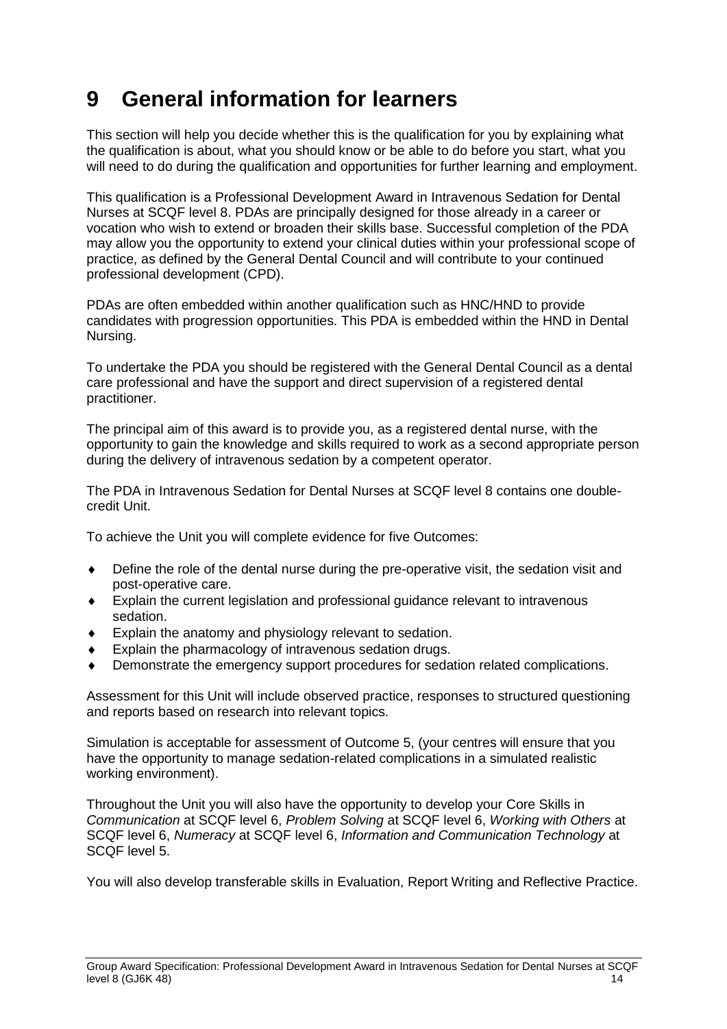# 9 General information for learners

This section will help you decide whether this is the qualification for you by explaining what the qualification is about, what you should know or be able to do before you start, what you will need to do during the qualification and opportunities for further learning and employment.

This qualification is a Professional Development Award in Intravenous Sedation for Dental Nurses at SCQF level 8. PDAs are principally designed for those already in a career or vocation who wish to extend or broaden their skills base. Successful completion of the PDA may allow you the opportunity to extend your clinical duties within your professional scope of practice, as defined by the General Dental Council and will contribute to your continued professional development (CPD).

PDAs are often embedded within another qualification such as HNC/HND to provide candidates with progression opportunities. This PDA is embedded within the HND in Dental Nursing.

To undertake the PDA you should be registered with the General Dental Council as a dental care professional and have the support and direct supervision of a registered dental practitioner.

The principal aim of this award is to provide you, as a registered dental nurse, with the opportunity to gain the knowledge and skills required to work as a second appropriate person during the delivery of intravenous sedation by a competent operator.

The PDA in Intravenous Sedation for Dental Nurses at SCQF level 8 contains one double-credit Unit.

To achieve the Unit you will complete evidence for five Outcomes:

- Define the role of the dental nurse during the pre-operative visit, the sedation visit and post-operative care.
- Explain the current legislation and professional guidance relevant to intravenous sedation.
- Explain the anatomy and physiology relevant to sedation.
- Explain the pharmacology of intravenous sedation drugs.
- Demonstrate the emergency support procedures for sedation related complications.

Assessment for this Unit will include observed practice, responses to structured questioning and reports based on research into relevant topics.

Simulation is acceptable for assessment of Outcome 5, (your centres will ensure that you have the opportunity to manage sedation-related complications in a simulated realistic working environment).

Throughout the Unit you will also have the opportunity to develop your Core Skills in *Communication* at SCQF level 6, *Problem Solving* at SCQF level 6, *Working with Others* at SCQF level 6, *Numeracy* at SCQF level 6, *Information and Communication Technology* at SCQF level 5.

You will also develop transferable skills in Evaluation, Report Writing and Reflective Practice.